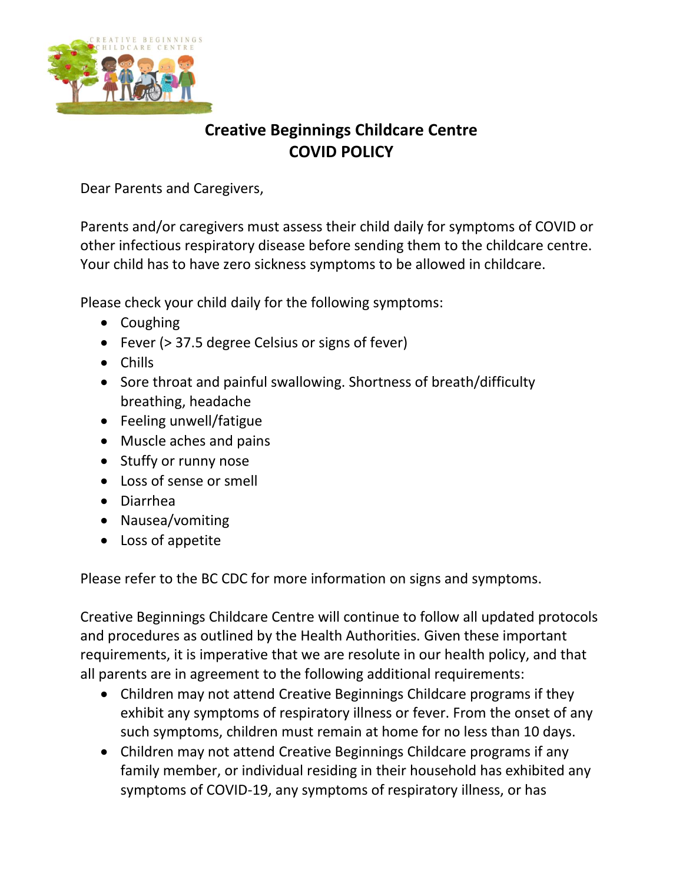# Creative Beginnings Childcare Centre
# COVID POLICY

Dear Parents and Caregivers,

Parents and/or caregivers must assess their child daily for symptoms of COVID or other infectious respiratory disease before sending them to the childcare centre. Your child has to have zero sickness symptoms to be allowed in childcare.

Please check your child daily for the following symptoms:

- Coughing
- Fever (> 37.5 degree Celsius or signs of fever)
- Chills
- Sore throat and painful swallowing. Shortness of breath/difficulty breathing, headache
- Feeling unwell/fatigue
- Muscle aches and pains
- Stuffy or runny nose
- Loss of sense or smell
- Diarrhea
- Nausea/vomiting
- Loss of appetite

Please refer to the BC CDC for more information on signs and symptoms.

Creative Beginnings Childcare Centre will continue to follow all updated protocols and procedures as outlined by the Health Authorities. Given these important requirements, it is imperative that we are resolute in our health policy, and that all parents are in agreement to the following additional requirements:

- Children may not attend Creative Beginnings Childcare programs if they exhibit any symptoms of respiratory illness or fever. From the onset of any such symptoms, children must remain at home for no less than 10 days.
- Children may not attend Creative Beginnings Childcare programs if any family member, or individual residing in their household has exhibited any symptoms of COVID-19, any symptoms of respiratory illness, or has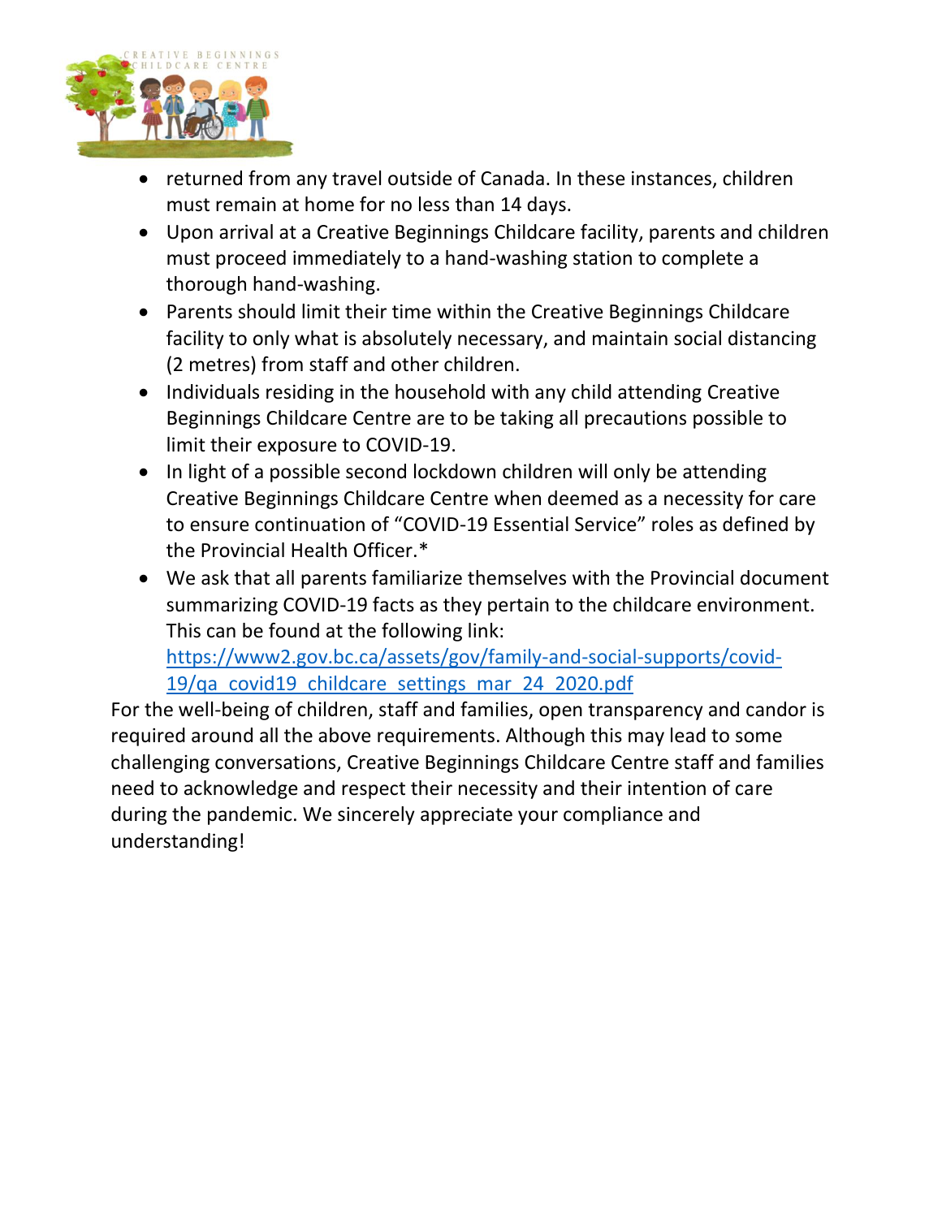- returned from any travel outside of Canada. In these instances, children must remain at home for no less than 14 days.
- Upon arrival at a Creative Beginnings Childcare facility, parents and children must proceed immediately to a hand-washing station to complete a thorough hand-washing.
- Parents should limit their time within the Creative Beginnings Childcare facility to only what is absolutely necessary, and maintain social distancing (2 metres) from staff and other children.
- Individuals residing in the household with any child attending Creative Beginnings Childcare Centre are to be taking all precautions possible to limit their exposure to COVID-19.
- In light of a possible second lockdown children will only be attending Creative Beginnings Childcare Centre when deemed as a necessity for care to ensure continuation of "COVID-19 Essential Service" roles as defined by the Provincial Health Officer.*
- We ask that all parents familiarize themselves with the Provincial document summarizing COVID-19 facts as they pertain to the childcare environment. This can be found at the following link: [https://www2.gov.bc.ca/assets/gov/family-and-social-supports/covid-19/qa_covid19_childcare_settings_mar_24_2020.pdf](https://www2.gov.bc.ca/assets/gov/family-and-social-supports/covid-19/qa_covid19_childcare_settings_mar_24_2020.pdf)

For the well-being of children, staff and families, open transparency and candor is required around all the above requirements. Although this may lead to some challenging conversations, Creative Beginnings Childcare Centre staff and families need to acknowledge and respect their necessity and their intention of care during the pandemic. We sincerely appreciate your compliance and understanding!